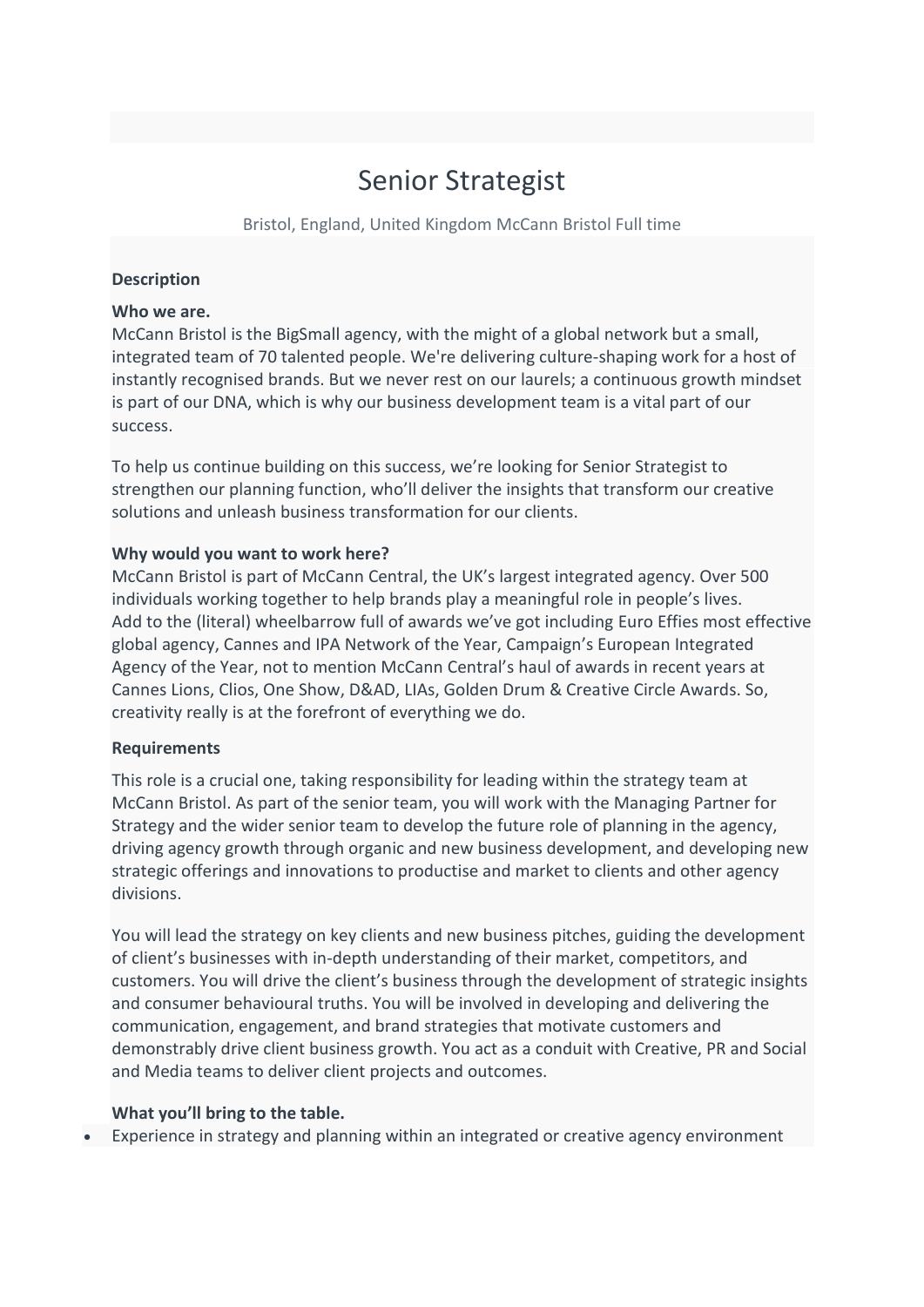# Senior Strategist

Bristol, England, United Kingdom McCann Bristol Full time

**Description**

**Who we are.**

McCann Bristol is the BigSmall agency, with the might of a global network but a small, integrated team of 70 talented people. We're delivering culture-shaping work for a host of instantly recognised brands. But we never rest on our laurels; a continuous growth mindset is part of our DNA, which is why our business development team is a vital part of our success.

To help us continue building on this success, we're looking for Senior Strategist to strengthen our planning function, who'll deliver the insights that transform our creative solutions and unleash business transformation for our clients.

**Why would you want to work here?**

McCann Bristol is part of McCann Central, the UK's largest integrated agency. Over 500 individuals working together to help brands play a meaningful role in people's lives.
Add to the (literal) wheelbarrow full of awards we've got including Euro Effies most effective global agency, Cannes and IPA Network of the Year, Campaign's European Integrated Agency of the Year, not to mention McCann Central's haul of awards in recent years at Cannes Lions, Clios, One Show, D&AD, LIAs, Golden Drum & Creative Circle Awards. So, creativity really is at the forefront of everything we do.

**Requirements**

This role is a crucial one, taking responsibility for leading within the strategy team at McCann Bristol. As part of the senior team, you will work with the Managing Partner for Strategy and the wider senior team to develop the future role of planning in the agency, driving agency growth through organic and new business development, and developing new strategic offerings and innovations to productise and market to clients and other agency divisions.

You will lead the strategy on key clients and new business pitches, guiding the development of client's businesses with in-depth understanding of their market, competitors, and customers. You will drive the client's business through the development of strategic insights and consumer behavioural truths. You will be involved in developing and delivering the communication, engagement, and brand strategies that motivate customers and demonstrably drive client business growth. You act as a conduit with Creative, PR and Social and Media teams to deliver client projects and outcomes.

**What you'll bring to the table.**

- Experience in strategy and planning within an integrated or creative agency environment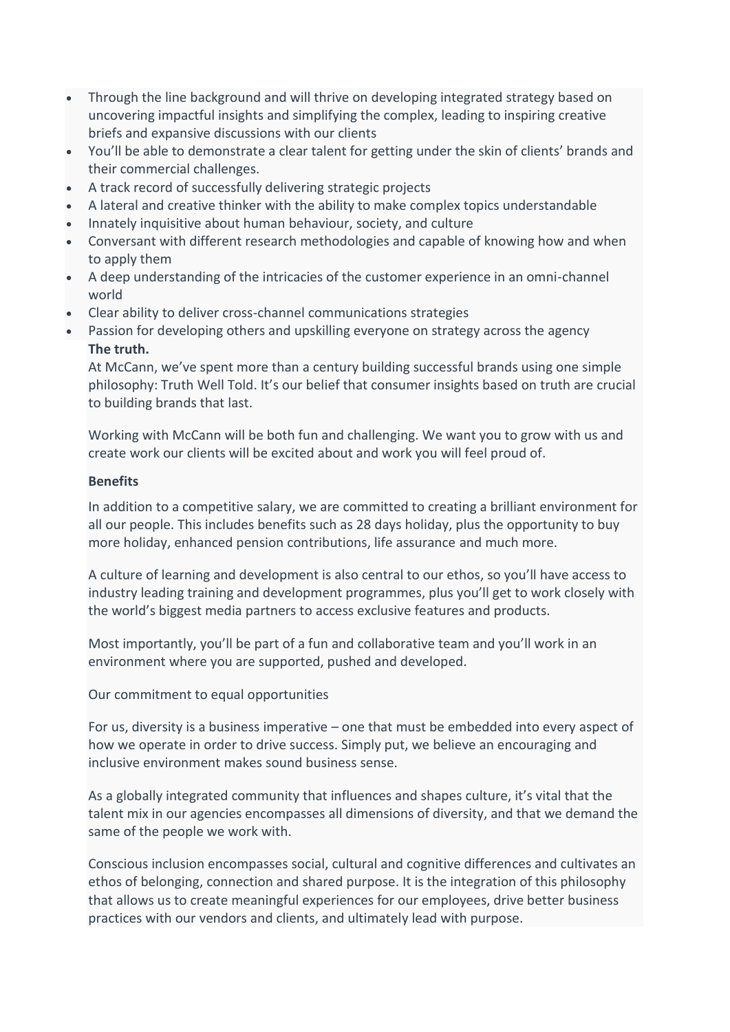- Through the line background and will thrive on developing integrated strategy based on uncovering impactful insights and simplifying the complex, leading to inspiring creative briefs and expansive discussions with our clients
- You'll be able to demonstrate a clear talent for getting under the skin of clients' brands and their commercial challenges.
- A track record of successfully delivering strategic projects
- A lateral and creative thinker with the ability to make complex topics understandable
- Innately inquisitive about human behaviour, society, and culture
- Conversant with different research methodologies and capable of knowing how and when to apply them
- A deep understanding of the intricacies of the customer experience in an omni-channel world
- Clear ability to deliver cross-channel communications strategies
- Passion for developing others and upskilling everyone on strategy across the agency

**The truth.**

At McCann, we've spent more than a century building successful brands using one simple philosophy: Truth Well Told. It's our belief that consumer insights based on truth are crucial to building brands that last.

Working with McCann will be both fun and challenging. We want you to grow with us and create work our clients will be excited about and work you will feel proud of.

**Benefits**

In addition to a competitive salary, we are committed to creating a brilliant environment for all our people. This includes benefits such as 28 days holiday, plus the opportunity to buy more holiday, enhanced pension contributions, life assurance and much more.

A culture of learning and development is also central to our ethos, so you'll have access to industry leading training and development programmes, plus you'll get to work closely with the world's biggest media partners to access exclusive features and products.

Most importantly, you'll be part of a fun and collaborative team and you'll work in an environment where you are supported, pushed and developed.

Our commitment to equal opportunities

For us, diversity is a business imperative – one that must be embedded into every aspect of how we operate in order to drive success. Simply put, we believe an encouraging and inclusive environment makes sound business sense.

As a globally integrated community that influences and shapes culture, it's vital that the talent mix in our agencies encompasses all dimensions of diversity, and that we demand the same of the people we work with.

Conscious inclusion encompasses social, cultural and cognitive differences and cultivates an ethos of belonging, connection and shared purpose. It is the integration of this philosophy that allows us to create meaningful experiences for our employees, drive better business practices with our vendors and clients, and ultimately lead with purpose.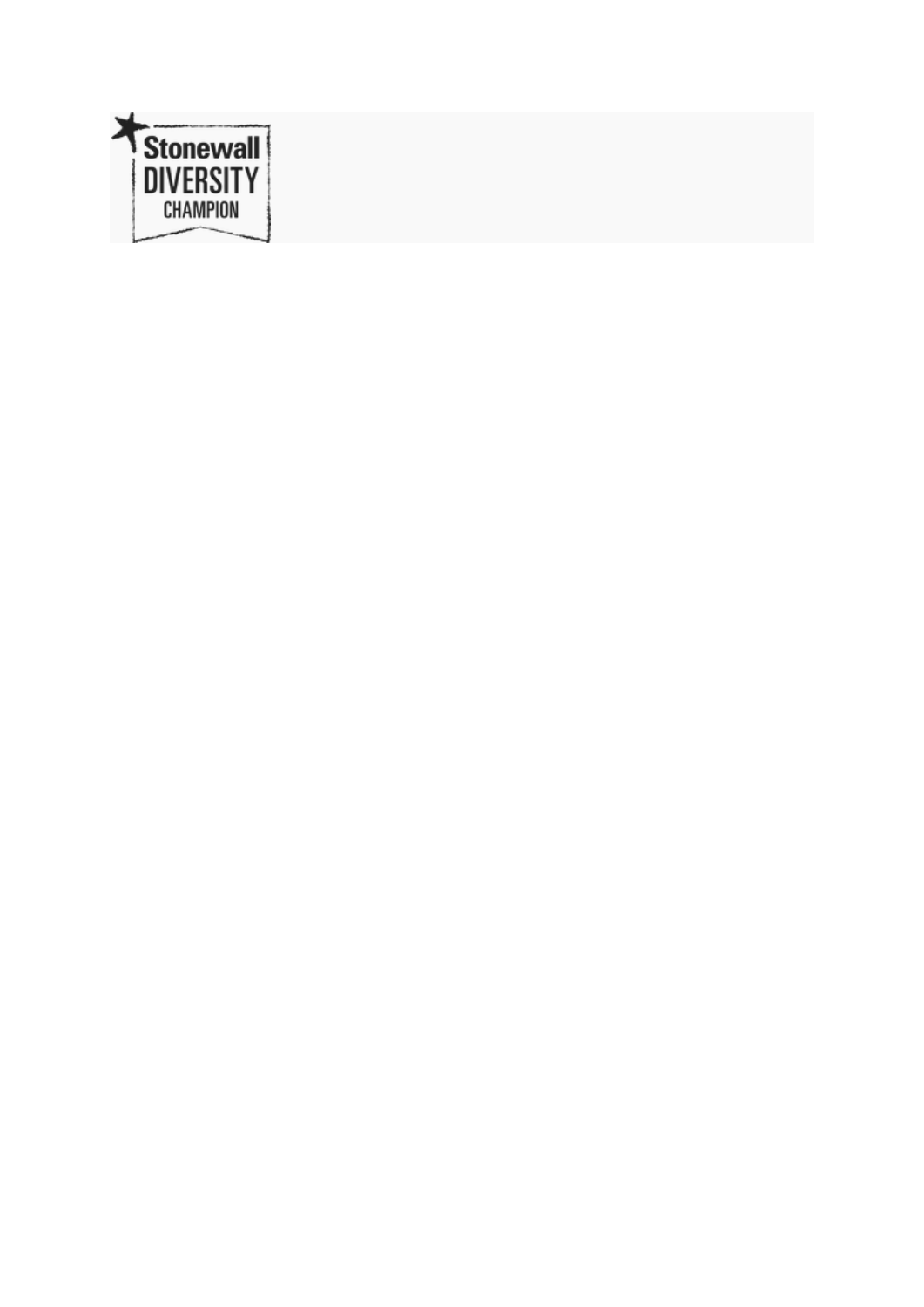Stonewall
DIVERSITY
CHAMPION